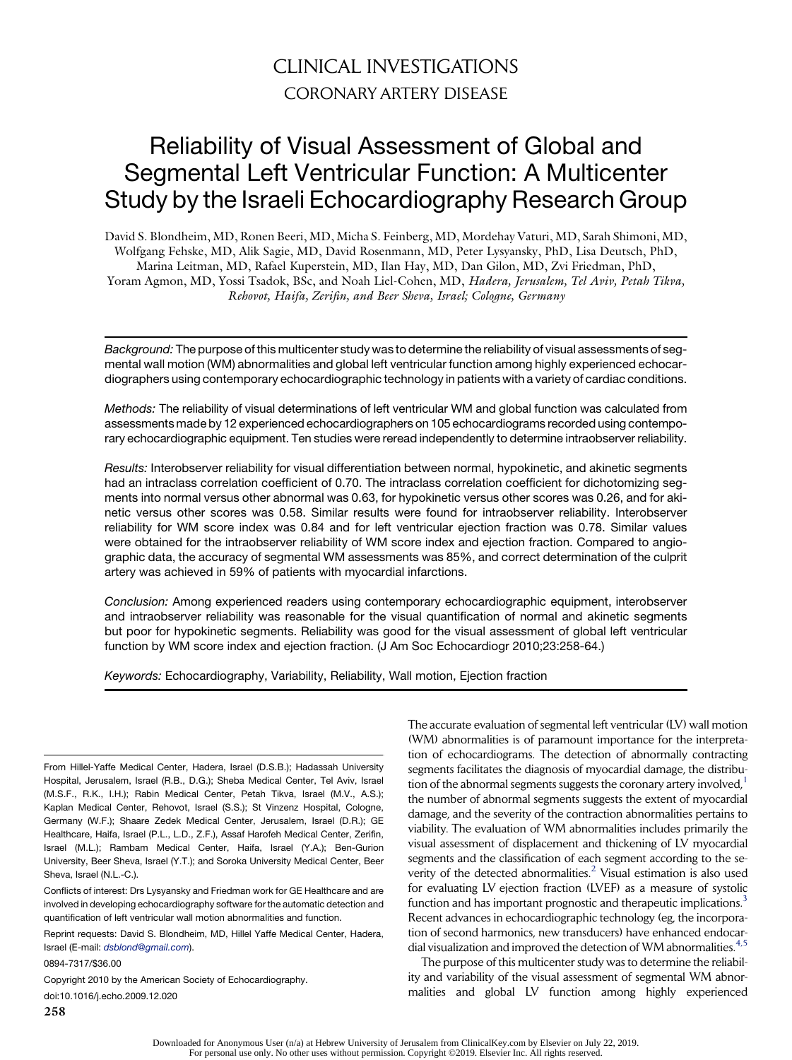CLINICAL INVESTIGATIONS

CORONARY ARTERY DISEASE

# Reliability of Visual Assessment of Global and Segmental Left Ventricular Function: A Multicenter Study by the Israeli Echocardiography Research Group

David S. Blondheim, MD, Ronen Beeri, MD, Micha S. Feinberg, MD, Mordehay Vaturi, MD, Sarah Shimoni, MD, Wolfgang Fehske, MD, Alik Sagie, MD, David Rosenmann, MD, Peter Lysyansky, PhD, Lisa Deutsch, PhD, Marina Leitman, MD, Rafael Kuperstein, MD, Ilan Hay, MD, Dan Gilon, MD, Zvi Friedman, PhD, Yoram Agmon, MD, Yossi Tsadok, BSc, and Noah Liel-Cohen, MD, *Hadera, Jerusalem, Tel Aviv, Petah Tikva, Rehovot, Haifa, Zerifin, and Beer Sheva, Israel; Cologne, Germany*

*Background:* The purpose of this multicenter study was to determine the reliability of visual assessments of segmental wall motion (WM) abnormalities and global left ventricular function among highly experienced echocardiographers using contemporary echocardiographic technology in patients with a variety of cardiac conditions.

*Methods:* The reliability of visual determinations of left ventricular WM and global function was calculated from assessments made by 12 experienced echocardiographers on 105 echocardiograms recorded using contemporary echocardiographic equipment. Ten studies were reread independently to determine intraobserver reliability.

*Results:* Interobserver reliability for visual differentiation between normal, hypokinetic, and akinetic segments had an intraclass correlation coefficient of 0.70. The intraclass correlation coefficient for dichotomizing segments into normal versus other abnormal was 0.63, for hypokinetic versus other scores was 0.26, and for akinetic versus other scores was 0.58. Similar results were found for intraobserver reliability. Interobserver reliability for WM score index was 0.84 and for left ventricular ejection fraction was 0.78. Similar values were obtained for the intraobserver reliability of WM score index and ejection fraction. Compared to angiographic data, the accuracy of segmental WM assessments was 85%, and correct determination of the culprit artery was achieved in 59% of patients with myocardial infarctions.

*Conclusion:* Among experienced readers using contemporary echocardiographic equipment, interobserver and intraobserver reliability was reasonable for the visual quantification of normal and akinetic segments but poor for hypokinetic segments. Reliability was good for the visual assessment of global left ventricular function by WM score index and ejection fraction. (J Am Soc Echocardiogr 2010;23:258-64.)

*Keywords:* Echocardiography, Variability, Reliability, Wall motion, Ejection fraction

From Hillel-Yaffe Medical Center, Hadera, Israel (D.S.B.); Hadassah University Hospital, Jerusalem, Israel (R.B., D.G.); Sheba Medical Center, Tel Aviv, Israel (M.S.F., R.K., I.H.); Rabin Medical Center, Petah Tikva, Israel (M.V., A.S.); Kaplan Medical Center, Rehovot, Israel (S.S.); St Vinzenz Hospital, Cologne, Germany (W.F.); Shaare Zedek Medical Center, Jerusalem, Israel (D.R.); GE Healthcare, Haifa, Israel (P.L., L.D., Z.F.), Assaf Harofeh Medical Center, Zerifin, Israel (M.L.); Rambam Medical Center, Haifa, Israel (Y.A.); Ben-Gurion University, Beer Sheva, Israel (Y.T.); and Soroka University Medical Center, Beer Sheva, Israel (N.L.-C.).

Conflicts of interest: Drs Lysyansky and Friedman work for GE Healthcare and are involved in developing echocardiography software for the automatic detection and quantification of left ventricular wall motion abnormalities and function.

Reprint requests: David S. Blondheim, MD, Hillel Yaffe Medical Center, Hadera, Israel (E-mail: dsblond@gmail.com).

0894-7317/$36.00

Copyright 2010 by the American Society of Echocardiography.

doi:10.1016/j.echo.2009.12.020

The accurate evaluation of segmental left ventricular (LV) wall motion (WM) abnormalities is of paramount importance for the interpretation of echocardiograms. The detection of abnormally contracting segments facilitates the diagnosis of myocardial damage, the distribution of the abnormal segments suggests the coronary artery involved,[1] the number of abnormal segments suggests the extent of myocardial damage, and the severity of the contraction abnormalities pertains to viability. The evaluation of WM abnormalities includes primarily the visual assessment of displacement and thickening of LV myocardial segments and the classification of each segment according to the severity of the detected abnormalities.[2] Visual estimation is also used for evaluating LV ejection fraction (LVEF) as a measure of systolic function and has important prognostic and therapeutic implications.[3] Recent advances in echocardiographic technology (eg, the incorporation of second harmonics, new transducers) have enhanced endocardial visualization and improved the detection of WM abnormalities.[4,5]

The purpose of this multicenter study was to determine the reliability and variability of the visual assessment of segmental WM abnormalities and global LV function among highly experienced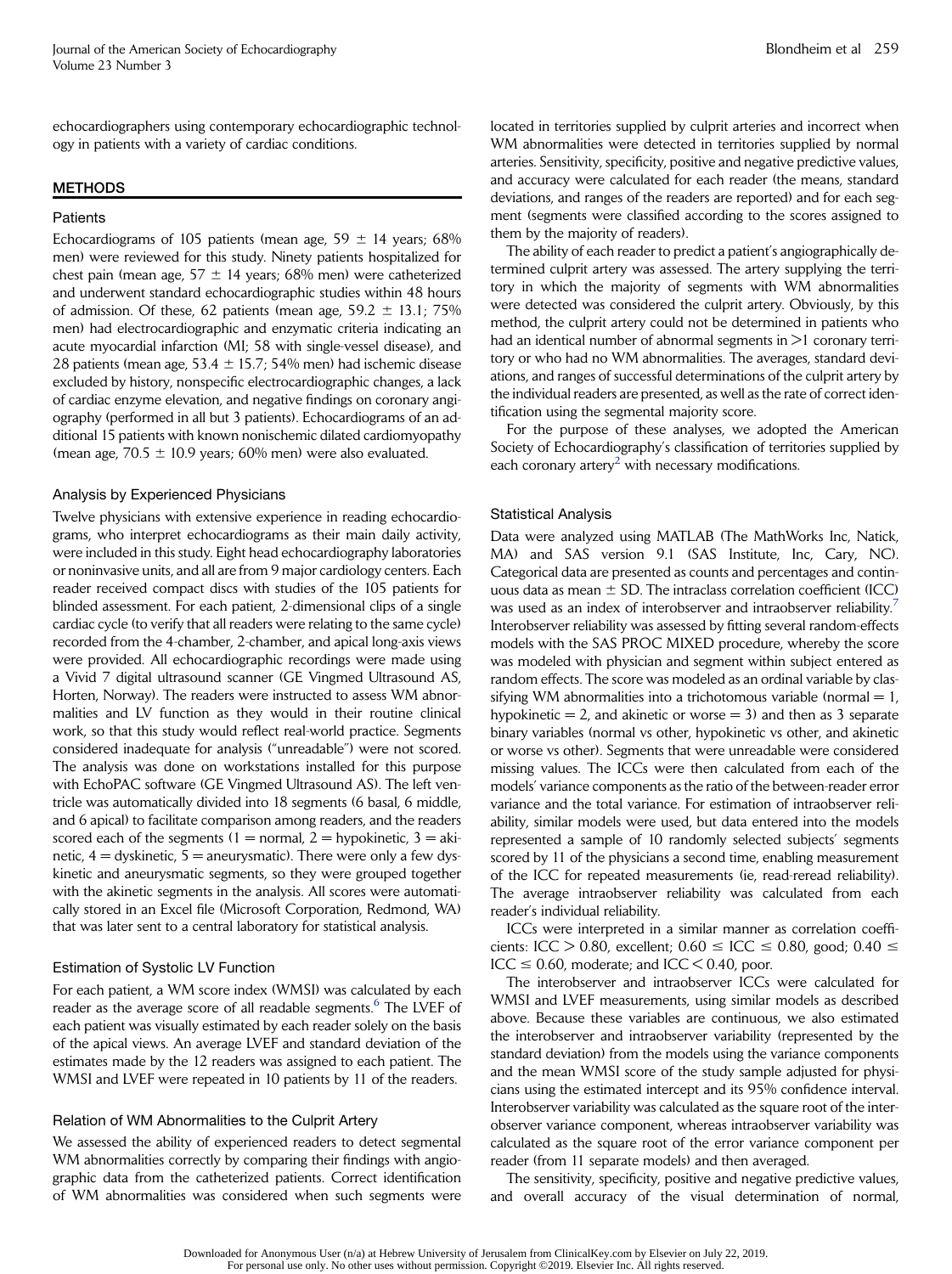echocardiographers using contemporary echocardiographic technology in patients with a variety of cardiac conditions.

## METHODS

### Patients

Echocardiograms of 105 patients (mean age, 59 ± 14 years; 68% men) were reviewed for this study. Ninety patients hospitalized for chest pain (mean age, 57 ± 14 years; 68% men) were catheterized and underwent standard echocardiographic studies within 48 hours of admission. Of these, 62 patients (mean age, 59.2 ± 13.1; 75% men) had electrocardiographic and enzymatic criteria indicating an acute myocardial infarction (MI; 58 with single-vessel disease), and 28 patients (mean age, 53.4 ± 15.7; 54% men) had ischemic disease excluded by history, nonspecific electrocardiographic changes, a lack of cardiac enzyme elevation, and negative findings on coronary angiography (performed in all but 3 patients). Echocardiograms of an additional 15 patients with known nonischemic dilated cardiomyopathy (mean age, 70.5 ± 10.9 years; 60% men) were also evaluated.

### Analysis by Experienced Physicians

Twelve physicians with extensive experience in reading echocardiograms, who interpret echocardiograms as their main daily activity, were included in this study. Eight head echocardiography laboratories or noninvasive units, and all are from 9 major cardiology centers. Each reader received compact discs with studies of the 105 patients for blinded assessment. For each patient, 2-dimensional clips of a single cardiac cycle (to verify that all readers were relating to the same cycle) recorded from the 4-chamber, 2-chamber, and apical long-axis views were provided. All echocardiographic recordings were made using a Vivid 7 digital ultrasound scanner (GE Vingmed Ultrasound AS, Horten, Norway). The readers were instructed to assess WM abnormalities and LV function as they would in their routine clinical work, so that this study would reflect real-world practice. Segments considered inadequate for analysis ("unreadable") were not scored. The analysis was done on workstations installed for this purpose with EchoPAC software (GE Vingmed Ultrasound AS). The left ventricle was automatically divided into 18 segments (6 basal, 6 middle, and 6 apical) to facilitate comparison among readers, and the readers scored each of the segments (1 = normal, 2 = hypokinetic, 3 = akinetic, 4 = dyskinetic, 5 = aneurysmatic). There were only a few dyskinetic and aneurysmatic segments, so they were grouped together with the akinetic segments in the analysis. All scores were automatically stored in an Excel file (Microsoft Corporation, Redmond, WA) that was later sent to a central laboratory for statistical analysis.

### Estimation of Systolic LV Function

For each patient, a WM score index (WMSI) was calculated by each reader as the average score of all readable segments.[6] The LVEF of each patient was visually estimated by each reader solely on the basis of the apical views. An average LVEF and standard deviation of the estimates made by the 12 readers was assigned to each patient. The WMSI and LVEF were repeated in 10 patients by 11 of the readers.

### Relation of WM Abnormalities to the Culprit Artery

We assessed the ability of experienced readers to detect segmental WM abnormalities correctly by comparing their findings with angiographic data from the catheterized patients. Correct identification of WM abnormalities was considered when such segments were located in territories supplied by culprit arteries and incorrect when WM abnormalities were detected in territories supplied by normal arteries. Sensitivity, specificity, positive and negative predictive values, and accuracy were calculated for each reader (the means, standard deviations, and ranges of the readers are reported) and for each segment (segments were classified according to the scores assigned to them by the majority of readers).

The ability of each reader to predict a patient's angiographically determined culprit artery was assessed. The artery supplying the territory in which the majority of segments with WM abnormalities were detected was considered the culprit artery. Obviously, by this method, the culprit artery could not be determined in patients who had an identical number of abnormal segments in >1 coronary territory or who had no WM abnormalities. The averages, standard deviations, and ranges of successful determinations of the culprit artery by the individual readers are presented, as well as the rate of correct identification using the segmental majority score.

For the purpose of these analyses, we adopted the American Society of Echocardiography's classification of territories supplied by each coronary artery[2] with necessary modifications.

### Statistical Analysis

Data were analyzed using MATLAB (The MathWorks Inc, Natick, MA) and SAS version 9.1 (SAS Institute, Inc, Cary, NC). Categorical data are presented as counts and percentages and continuous data as mean ± SD. The intraclass correlation coefficient (ICC) was used as an index of interobserver and intraobserver reliability.[7] Interobserver reliability was assessed by fitting several random-effects models with the SAS PROC MIXED procedure, whereby the score was modeled with physician and segment within subject entered as random effects. The score was modeled as an ordinal variable by classifying WM abnormalities into a trichotomous variable (normal = 1, hypokinetic = 2, and akinetic or worse = 3) and then as 3 separate binary variables (normal vs other, hypokinetic vs other, and akinetic or worse vs other). Segments that were unreadable were considered missing values. The ICCs were then calculated from each of the models' variance components as the ratio of the between-reader error variance and the total variance. For estimation of intraobserver reliability, similar models were used, but data entered into the models represented a sample of 10 randomly selected subjects' segments scored by 11 of the physicians a second time, enabling measurement of the ICC for repeated measurements (ie, read-reread reliability). The average intraobserver reliability was calculated from each reader's individual reliability.

ICCs were interpreted in a similar manner as correlation coefficients: ICC > 0.80, excellent; 0.60 ≤ ICC ≤ 0.80, good; 0.40 ≤ ICC ≤ 0.60, moderate; and ICC < 0.40, poor.

The interobserver and intraobserver ICCs were calculated for WMSI and LVEF measurements, using similar models as described above. Because these variables are continuous, we also estimated the interobserver and intraobserver variability (represented by the standard deviation) from the models using the variance components and the mean WMSI score of the study sample adjusted for physicians using the estimated intercept and its 95% confidence interval. Interobserver variability was calculated as the square root of the interobserver variance component, whereas intraobserver variability was calculated as the square root of the error variance component per reader (from 11 separate models) and then averaged.

The sensitivity, specificity, positive and negative predictive values, and overall accuracy of the visual determination of normal,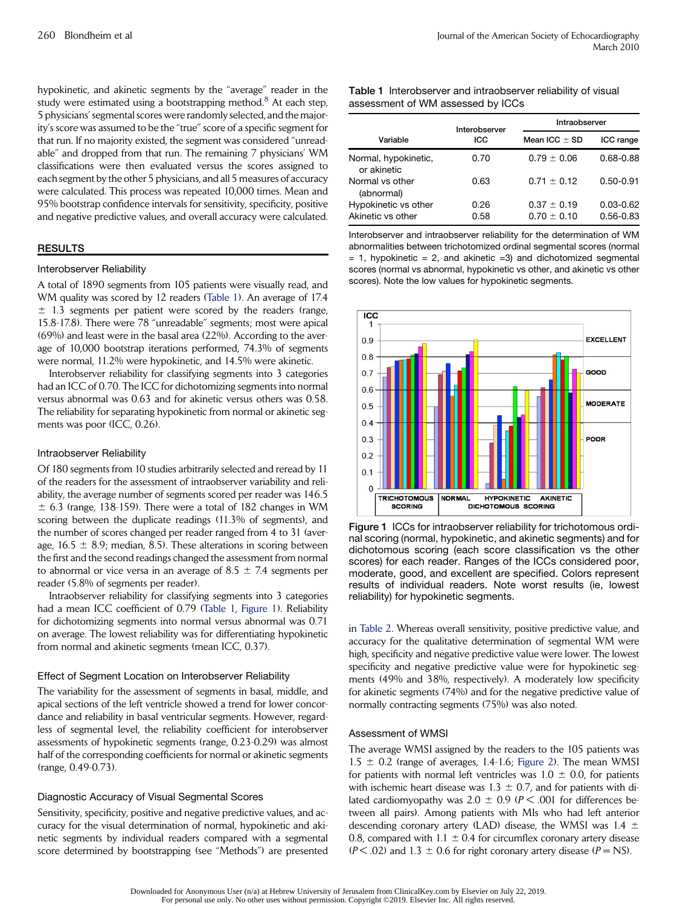hypokinetic, and akinetic segments by the "average" reader in the study were estimated using a bootstrapping method.[8] At each step, 5 physicians' segmental scores were randomly selected, and the majority's score was assumed to be the "true" score of a specific segment for that run. If no majority existed, the segment was considered "unreadable" and dropped from that run. The remaining 7 physicians' WM classifications were then evaluated versus the scores assigned to each segment by the other 5 physicians, and all 5 measures of accuracy were calculated. This process was repeated 10,000 times. Mean and 95% bootstrap confidence intervals for sensitivity, specificity, positive and negative predictive values, and overall accuracy were calculated.

## RESULTS

### Interobserver Reliability

A total of 1890 segments from 105 patients were visually read, and WM quality was scored by 12 readers (Table 1). An average of 17.4 ± 1.3 segments per patient were scored by the readers (range, 15.8-17.8). There were 78 "unreadable" segments; most were apical (69%) and least were in the basal area (22%). According to the average of 10,000 bootstrap iterations performed, 74.3% of segments were normal, 11.2% were hypokinetic, and 14.5% were akinetic.

Interobserver reliability for classifying segments into 3 categories had an ICC of 0.70. The ICC for dichotomizing segments into normal versus abnormal was 0.63 and for akinetic versus others was 0.58. The reliability for separating hypokinetic from normal or akinetic segments was poor (ICC, 0.26).

### Intraobserver Reliability

Of 180 segments from 10 studies arbitrarily selected and reread by 11 of the readers for the assessment of intraobserver variability and reliability, the average number of segments scored per reader was 146.5 ± 6.3 (range, 138-159). There were a total of 182 changes in WM scoring between the duplicate readings (11.3% of segments), and the number of scores changed per reader ranged from 4 to 31 (average, 16.5 ± 8.9; median, 8.5). These alterations in scoring between the first and the second readings changed the assessment from normal to abnormal or vice versa in an average of 8.5 ± 7.4 segments per reader (5.8% of segments per reader).

Intraobserver reliability for classifying segments into 3 categories had a mean ICC coefficient of 0.79 (Table 1, Figure 1). Reliability for dichotomizing segments into normal versus abnormal was 0.71 on average. The lowest reliability was for differentiating hypokinetic from normal and akinetic segments (mean ICC, 0.37).

### Effect of Segment Location on Interobserver Reliability

The variability for the assessment of segments in basal, middle, and apical sections of the left ventricle showed a trend for lower concordance and reliability in basal ventricular segments. However, regardless of segmental level, the reliability coefficient for interobserver assessments of hypokinetic segments (range, 0.23-0.29) was almost half of the corresponding coefficients for normal or akinetic segments (range, 0.49-0.73).

### Diagnostic Accuracy of Visual Segmental Scores

Sensitivity, specificity, positive and negative predictive values, and accuracy for the visual determination of normal, hypokinetic and akinetic segments by individual readers compared with a segmental score determined by bootstrapping (see "Methods") are presented in Table 2. Whereas overall sensitivity, positive predictive value, and accuracy for the qualitative determination of segmental WM were high, specificity and negative predictive value were lower. The lowest specificity and negative predictive value were for hypokinetic segments (49% and 38%, respectively). A moderately low specificity for akinetic segments (74%) and for the negative predictive value of normally contracting segments (75%) was also noted.

### Assessment of WMSI

The average WMSI assigned by the readers to the 105 patients was 1.5 ± 0.2 (range of averages, 1.4-1.6; Figure 2). The mean WMSI for patients with normal left ventricles was 1.0 ± 0.0, for patients with ischemic heart disease was 1.3 ± 0.7, and for patients with dilated cardiomyopathy was 2.0 ± 0.9 ($P < .001$ for differences between all pairs). Among patients with MIs who had left anterior descending coronary artery (LAD) disease, the WMSI was 1.4 ± 0.8, compared with 1.1 ± 0.4 for circumflex coronary artery disease ($P < .02$) and 1.3 ± 0.6 for right coronary artery disease ($P$ = NS).

**Table 1** Interobserver and intraobserver reliability of visual assessment of WM assessed by ICCs

| Variable | Interobserver ICC | Intraobserver | |
|---|---|---|---|
| | | Mean ICC ± SD | ICC range |
| Normal, hypokinetic, or akinetic | 0.70 | 0.79 ± 0.06 | 0.68-0.88 |
| Normal vs other (abnormal) | 0.63 | 0.71 ± 0.12 | 0.50-0.91 |
| Hypokinetic vs other | 0.26 | 0.37 ± 0.19 | 0.03-0.62 |
| Akinetic vs other | 0.58 | 0.70 ± 0.10 | 0.56-0.83 |

Interobserver and intraobserver reliability for the determination of WM abnormalities between trichotomized ordinal segmental scores (normal = 1, hypokinetic = 2, and akinetic =3) and dichotomized segmental scores (normal vs abnormal, hypokinetic vs other, and akinetic vs other scores). Note the low values for hypokinetic segments.

ICC
1
0.9
0.8
0.7
0.6
0.5
0.4
0.3
0.2
0.1
0
EXCELLENT
GOOD
MODERATE
POOR
TRICHOTOMOUS SCORING
NORMAL HYPOKINETIC AKINETIC
DICHOTOMOUS SCORING

**Figure 1** ICCs for intraobserver reliability for trichotomous ordinal scoring (normal, hypokinetic, and akinetic segments) and for dichotomous scoring (each score classification vs the other scores) for each reader. Ranges of the ICCs considered poor, moderate, good, and excellent are specified. Colors represent results of individual readers. Note worst results (ie, lowest reliability) for hypokinetic segments.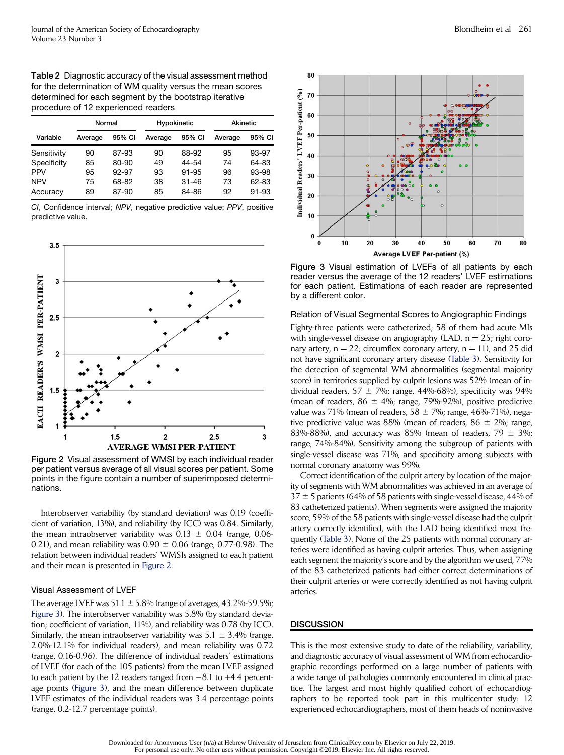**Table 2** Diagnostic accuracy of the visual assessment method for the determination of WM quality versus the mean scores determined for each segment by the bootstrap iterative procedure of 12 experienced readers

| | Normal | | Hypokinetic | | Akinetic | |
|---|---|---|---|---|---|---|
| Variable | Average | 95% CI | Average | 95% CI | Average | 95% CI |
| Sensitivity | 90 | 87-93 | 90 | 88-92 | 95 | 93-97 |
| Specificity | 85 | 80-90 | 49 | 44-54 | 74 | 64-83 |
| PPV | 95 | 92-97 | 93 | 91-95 | 96 | 93-98 |
| NPV | 75 | 68-82 | 38 | 31-46 | 73 | 62-83 |
| Accuracy | 89 | 87-90 | 85 | 84-86 | 92 | 91-93 |

*CI*, Confidence interval; *NPV*, negative predictive value; *PPV*, positive predictive value.

EACH READER'S WMSI PER-PATIENT

AVERAGE WMSI PER-PATIENT

3.5
3
2.5
2
1.5
1

1
1.5
2
2.5
3

**Figure 2** Visual assessment of WMSI by each individual reader per patient versus average of all visual scores per patient. Some points in the figure contain a number of superimposed determinations.

Interobserver variability (by standard deviation) was 0.19 (coefficient of variation, 13%), and reliability (by ICC) was 0.84. Similarly, the mean intraobserver variability was 0.13 ± 0.04 (range, 0.06-0.21), and mean reliability was 0.90 ± 0.06 (range, 0.77-0.98). The relation between individual readers' WMSIs assigned to each patient and their mean is presented in Figure 2.

### Visual Assessment of LVEF

The average LVEF was 51.1 ± 5.8% (range of averages, 43.2%-59.5%; Figure 3). The interobserver variability was 5.8% (by standard deviation; coefficient of variation, 11%), and reliability was 0.78 (by ICC). Similarly, the mean intraobserver variability was 5.1 ± 3.4% (range, 2.0%-12.1% for individual readers), and mean reliability was 0.72 (range, 0.16-0.96). The difference of individual readers' estimations of LVEF (for each of the 105 patients) from the mean LVEF assigned to each patient by the 12 readers ranged from −8.1 to +4.4 percentage points (Figure 3), and the mean difference between duplicate LVEF estimates of the individual readers was 3.4 percentage points (range, 0.2-12.7 percentage points).

Individual Readers' LVEF Per-patient (%)

Average LVEF Per-patient (%)

80
70
60
50
40
30
20
10
0

0
10
20
30
40
50
60
70
80

**Figure 3** Visual estimation of LVEFs of all patients by each reader versus the average of the 12 readers' LVEF estimations for each patient. Estimations of each reader are represented by a different color.

### Relation of Visual Segmental Scores to Angiographic Findings

Eighty-three patients were catheterized; 58 of them had acute MIs with single-vessel disease on angiography (LAD, n = 25; right coronary artery, n = 22; circumflex coronary artery, n = 11), and 25 did not have significant coronary artery disease (Table 3). Sensitivity for the detection of segmental WM abnormalities (segmental majority score) in territories supplied by culprit lesions was 52% (mean of individual readers, 57 ± 7%; range, 44%-68%), specificity was 94% (mean of readers, 86 ± 4%; range, 79%-92%), positive predictive value was 71% (mean of readers, 58 ± 7%; range, 46%-71%), negative predictive value was 88% (mean of readers, 86 ± 2%; range, 83%-88%), and accuracy was 85% (mean of readers, 79 ± 3%; range, 74%-84%). Sensitivity among the subgroup of patients with single-vessel disease was 71%, and specificity among subjects with normal coronary anatomy was 99%.

Correct identification of the culprit artery by location of the majority of segments with WM abnormalities was achieved in an average of 37 ± 5 patients (64% of 58 patients with single-vessel disease, 44% of 83 catheterized patients). When segments were assigned the majority score, 59% of the 58 patients with single-vessel disease had the culprit artery correctly identified, with the LAD being identified most frequently (Table 3). None of the 25 patients with normal coronary arteries were identified as having culprit arteries. Thus, when assigning each segment the majority's score and by the algorithm we used, 77% of the 83 catheterized patients had either correct determinations of their culprit arteries or were correctly identified as not having culprit arteries.

## DISCUSSION

This is the most extensive study to date of the reliability, variability, and diagnostic accuracy of visual assessment of WM from echocardiographic recordings performed on a large number of patients with a wide range of pathologies commonly encountered in clinical practice. The largest and most highly qualified cohort of echocardiographers to be reported took part in this multicenter study: 12 experienced echocardiographers, most of them heads of noninvasive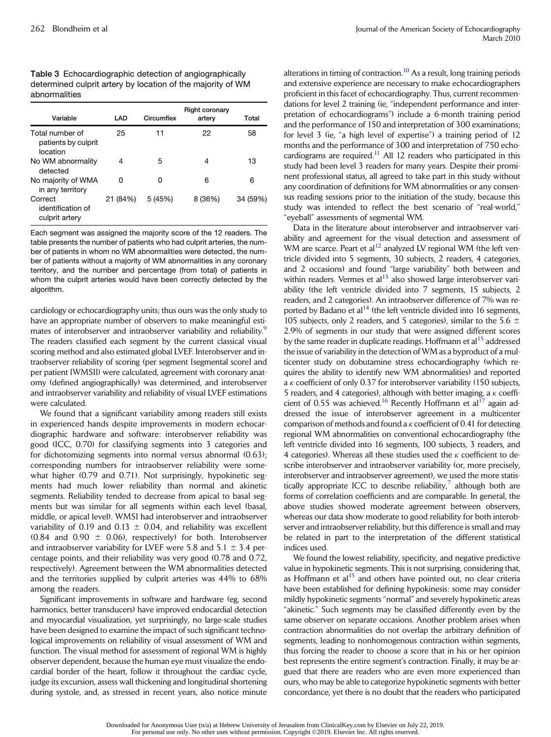**Table 3** Echocardiographic detection of angiographically determined culprit artery by location of the majority of WM abnormalities

| Variable | LAD | Circumflex | Right coronary artery | Total |
|---|---|---|---|---|
| Total number of patients by culprit location | 25 | 11 | 22 | 58 |
| No WM abnormality detected | 4 | 5 | 4 | 13 |
| No majority of WMA in any territory | 0 | 0 | 6 | 6 |
| Correct identification of culprit artery | 21 (84%) | 5 (45%) | 8 (36%) | 34 (59%) |

Each segment was assigned the majority score of the 12 readers. The table presents the number of patients who had culprit arteries, the number of patients in whom no WM abnormalities were detected, the number of patients without a majority of WM abnormalities in any coronary territory, and the number and percentage (from total) of patients in whom the culprit arteries would have been correctly detected by the algorithm.

cardiology or echocardiography units; thus ours was the only study to have an appropriate number of observers to make meaningful estimates of interobserver and intraobserver variability and reliability.[9] The readers classified each segment by the current classical visual scoring method and also estimated global LVEF. Interobserver and intraobserver reliability of scoring (per segment [segmental score] and per patient [WMSI]) were calculated, agreement with coronary anatomy (defined angiographically) was determined, and interobserver and intraobserver variability and reliability of visual LVEF estimations were calculated.

We found that a significant variability among readers still exists in experienced hands despite improvements in modern echocardiographic hardware and software: interobserver reliability was good (ICC, 0.70) for classifying segments into 3 categories and for dichotomizing segments into normal versus abnormal (0.63); corresponding numbers for intraobserver reliability were somewhat higher (0.79 and 0.71). Not surprisingly, hypokinetic segments had much lower reliability than normal and akinetic segments. Reliability tended to decrease from apical to basal segments but was similar for all segments within each level (basal, middle, or apical level). WMSI had interobserver and intraobserver variability of 0.19 and 0.13 $\pm$ 0.04, and reliability was excellent (0.84 and 0.90 $\pm$ 0.06), respectively) for both. Interobserver and intraobserver variability for LVEF were 5.8 and 5.1 $\pm$ 3.4 percentage points, and their reliability was very good (0.78 and 0.72, respectively). Agreement between the WM abnormalities detected and the territories supplied by culprit arteries was 44% to 68% among the readers.

Significant improvements in software and hardware (eg, second harmonics, better transducers) have improved endocardial detection and myocardial visualization, yet surprisingly, no large-scale studies have been designed to examine the impact of such significant technological improvements on reliability of visual assessment of WM and function. The visual method for assessment of regional WM is highly observer dependent, because the human eye must visualize the endocardial border of the heart, follow it throughout the cardiac cycle, judge its excursion, assess wall thickening and longitudinal shortening during systole, and, as stressed in recent years, also notice minute alterations in timing of contraction.[10] As a result, long training periods and extensive experience are necessary to make echocardiographers proficient in this facet of echocardiography. Thus, current recommendations for level 2 training (ie, "independent performance and interpretation of echocardiograms") include a 6-month training period and the performance of 150 and interpretation of 300 examinations; for level 3 (ie, "a high level of expertise") a training period of 12 months and the performance of 300 and interpretation of 750 echocardiograms are required.[11] All 12 readers who participated in this study had been level 3 readers for many years. Despite their prominent professional status, all agreed to take part in this study without any coordination of definitions for WM abnormalities or any consensus reading sessions prior to the initiation of the study, because this study was intended to reflect the best scenario of "real-world," "eyeball" assessments of segmental WM.

Data in the literature about interobserver and intraobserver variability and agreement for the visual detection and assessment of WM are scarce. Peart et al[12] analyzed LV regional WM (the left ventricle divided into 5 segments, 30 subjects, 2 readers, 4 categories, and 2 occasions) and found "large variability" both between and within readers. Vermes et al[13] also showed large interobserver variability (the left ventricle divided into 7 segments, 15 subjects, 2 readers, and 2 categories). An intraobserver difference of 7% was reported by Badano et al[14] (the left ventricle divided into 16 segments, 105 subjects, only 2 readers, and 5 categories), similar to the 5.6 $\pm$ 2.9% of segments in our study that were assigned different scores by the same reader in duplicate readings. Hoffmann et al[15] addressed the issue of variability in the detection of WM as a byproduct of a multicenter study on dobutamine stress echocardiography (which requires the ability to identify new WM abnormalities) and reported a $\kappa$ coefficient of only 0.37 for interobserver variability (150 subjects, 5 readers, and 4 categories), although with better imaging, a $\kappa$ coefficient of 0.55 was achieved.[16] Recently Hoffmann et al[17] again addressed the issue of interobserver agreement in a multicenter comparison of methods and found a $\kappa$ coefficient of 0.41 for detecting regional WM abnormalities on conventional echocardiography (the left ventricle divided into 16 segments, 100 subjects, 3 readers, and 4 categories). Whereas all these studies used the $\kappa$ coefficient to describe interobserver and intraobserver variability (or, more precisely, interobserver and intraobserver agreement), we used the more statistically appropriate ICC to describe reliability,[7] although both are forms of correlation coefficients and are comparable. In general, the above studies showed moderate agreement between observers, whereas our data show moderate to good reliability for both interobserver and intraobserver reliability, but this difference is small and may be related in part to the interpretation of the different statistical indices used.

We found the lowest reliability, specificity, and negative predictive value in hypokinetic segments. This is not surprising, considering that, as Hoffmann et al[15] and others have pointed out, no clear criteria have been established for defining hypokinesis: some may consider mildly hypokinetic segments "normal" and severely hypokinetic areas "akinetic." Such segments may be classified differently even by the same observer on separate occasions. Another problem arises when contraction abnormalities do not overlap the arbitrary definition of segments, leading to nonhomogenous contraction within segments, thus forcing the reader to choose a score that in his or her opinion best represents the entire segment's contraction. Finally, it may be argued that there are readers who are even more experienced than ours, who may be able to categorize hypokinetic segments with better concordance, yet there is no doubt that the readers who participated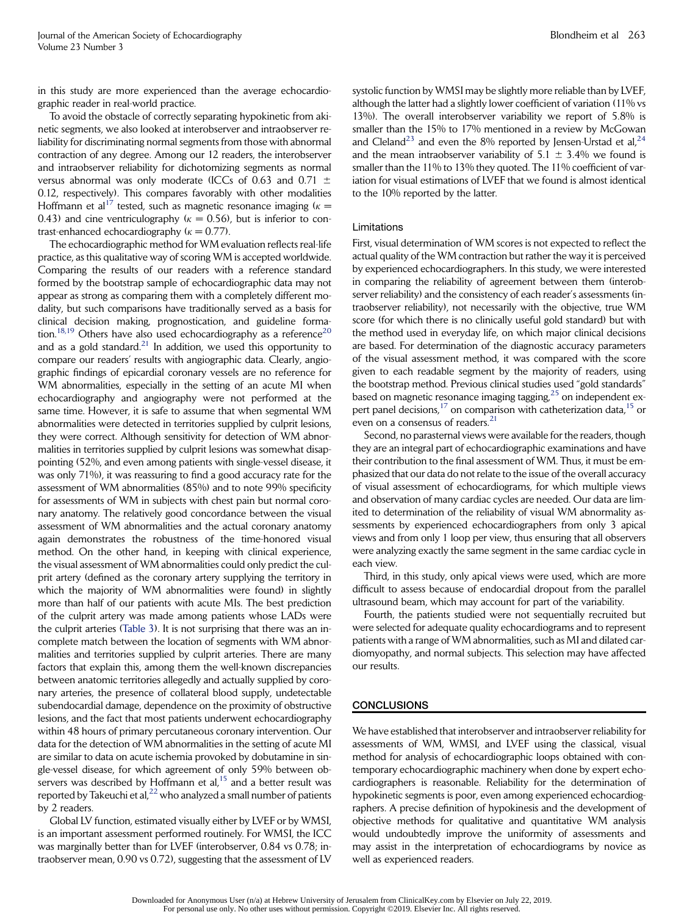in this study are more experienced than the average echocardiographic reader in real-world practice.

To avoid the obstacle of correctly separating hypokinetic from akinetic segments, we also looked at interobserver and intraobserver reliability for discriminating normal segments from those with abnormal contraction of any degree. Among our 12 readers, the interobserver and intraobserver reliability for dichotomizing segments as normal versus abnormal was only moderate (ICCs of 0.63 and 0.71 ± 0.12, respectively). This compares favorably with other modalities Hoffmann et al[17] tested, such as magnetic resonance imaging ($\kappa$ = 0.43) and cine ventriculography ($\kappa$ = 0.56), but is inferior to contrast-enhanced echocardiography ($\kappa$ = 0.77).

The echocardiographic method for WM evaluation reflects real-life practice, as this qualitative way of scoring WM is accepted worldwide. Comparing the results of our readers with a reference standard formed by the bootstrap sample of echocardiographic data may not appear as strong as comparing them with a completely different modality, but such comparisons have traditionally served as a basis for clinical decision making, prognostication, and guideline formation.[18,19] Others have also used echocardiography as a reference[20] and as a gold standard.[21] In addition, we used this opportunity to compare our readers' results with angiographic data. Clearly, angiographic findings of epicardial coronary vessels are no reference for WM abnormalities, especially in the setting of an acute MI when echocardiography and angiography were not performed at the same time. However, it is safe to assume that when segmental WM abnormalities were detected in territories supplied by culprit lesions, they were correct. Although sensitivity for detection of WM abnormalities in territories supplied by culprit lesions was somewhat disappointing (52%, and even among patients with single-vessel disease, it was only 71%), it was reassuring to find a good accuracy rate for the assessment of WM abnormalities (85%) and to note 99% specificity for assessments of WM in subjects with chest pain but normal coronary anatomy. The relatively good concordance between the visual assessment of WM abnormalities and the actual coronary anatomy again demonstrates the robustness of the time-honored visual method. On the other hand, in keeping with clinical experience, the visual assessment of WM abnormalities could only predict the culprit artery (defined as the coronary artery supplying the territory in which the majority of WM abnormalities were found) in slightly more than half of our patients with acute MIs. The best prediction of the culprit artery was made among patients whose LADs were the culprit arteries (Table 3). It is not surprising that there was an incomplete match between the location of segments with WM abnormalities and territories supplied by culprit arteries. There are many factors that explain this, among them the well-known discrepancies between anatomic territories allegedly and actually supplied by coronary arteries, the presence of collateral blood supply, undetectable subendocardial damage, dependence on the proximity of obstructive lesions, and the fact that most patients underwent echocardiography within 48 hours of primary percutaneous coronary intervention. Our data for the detection of WM abnormalities in the setting of acute MI are similar to data on acute ischemia provoked by dobutamine in single-vessel disease, for which agreement of only 59% between observers was described by Hoffmann et al,[15] and a better result was reported by Takeuchi et al,[22] who analyzed a small number of patients by 2 readers.

Global LV function, estimated visually either by LVEF or by WMSI, is an important assessment performed routinely. For WMSI, the ICC was marginally better than for LVEF (interobserver, 0.84 vs 0.78; intraobserver mean, 0.90 vs 0.72), suggesting that the assessment of LV systolic function by WMSI may be slightly more reliable than by LVEF, although the latter had a slightly lower coefficient of variation (11% vs 13%). The overall interobserver variability we report of 5.8% is smaller than the 15% to 17% mentioned in a review by McGowan and Cleland[23] and even the 8% reported by Jensen-Urstad et al,[24] and the mean intraobserver variability of 5.1 ± 3.4% we found is smaller than the 11% to 13% they quoted. The 11% coefficient of variation for visual estimations of LVEF that we found is almost identical to the 10% reported by the latter.

### Limitations

First, visual determination of WM scores is not expected to reflect the actual quality of the WM contraction but rather the way it is perceived by experienced echocardiographers. In this study, we were interested in comparing the reliability of agreement between them (interobserver reliability) and the consistency of each reader's assessments (intraobserver reliability), not necessarily with the objective, true WM score (for which there is no clinically useful gold standard) but with the method used in everyday life, on which major clinical decisions are based. For determination of the diagnostic accuracy parameters of the visual assessment method, it was compared with the score given to each readable segment by the majority of readers, using the bootstrap method. Previous clinical studies used "gold standards" based on magnetic resonance imaging tagging,[25] on independent expert panel decisions,[17] on comparison with catheterization data,[15] or even on a consensus of readers.[21]

Second, no parasternal views were available for the readers, though they are an integral part of echocardiographic examinations and have their contribution to the final assessment of WM. Thus, it must be emphasized that our data do not relate to the issue of the overall accuracy of visual assessment of echocardiograms, for which multiple views and observation of many cardiac cycles are needed. Our data are limited to determination of the reliability of visual WM abnormality assessments by experienced echocardiographers from only 3 apical views and from only 1 loop per view, thus ensuring that all observers were analyzing exactly the same segment in the same cardiac cycle in each view.

Third, in this study, only apical views were used, which are more difficult to assess because of endocardial dropout from the parallel ultrasound beam, which may account for part of the variability.

Fourth, the patients studied were not sequentially recruited but were selected for adequate quality echocardiograms and to represent patients with a range of WM abnormalities, such as MI and dilated cardiomyopathy, and normal subjects. This selection may have affected our results.

## CONCLUSIONS

We have established that interobserver and intraobserver reliability for assessments of WM, WMSI, and LVEF using the classical, visual method for analysis of echocardiographic loops obtained with contemporary echocardiographic machinery when done by expert echocardiographers is reasonable. Reliability for the determination of hypokinetic segments is poor, even among experienced echocardiographers. A precise definition of hypokinesis and the development of objective methods for qualitative and quantitative WM analysis would undoubtedly improve the uniformity of assessments and may assist in the interpretation of echocardiograms by novice as well as experienced readers.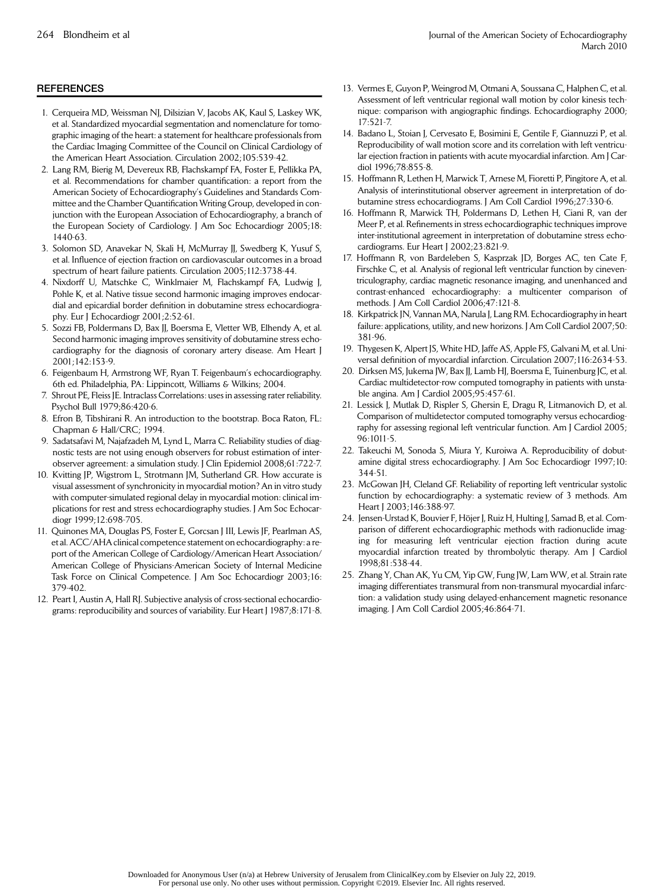## REFERENCES

1. Cerqueira MD, Weissman NJ, Dilsizian V, Jacobs AK, Kaul S, Laskey WK, et al. Standardized myocardial segmentation and nomenclature for tomographic imaging of the heart: a statement for healthcare professionals from the Cardiac Imaging Committee of the Council on Clinical Cardiology of the American Heart Association. Circulation 2002;105:539-42.
2. Lang RM, Bierig M, Devereux RB, Flachskampf FA, Foster E, Pellikka PA, et al. Recommendations for chamber quantification: a report from the American Society of Echocardiography's Guidelines and Standards Committee and the Chamber Quantification Writing Group, developed in conjunction with the European Association of Echocardiography, a branch of the European Society of Cardiology. J Am Soc Echocardiogr 2005;18: 1440-63.
3. Solomon SD, Anavekar N, Skali H, McMurray JJ, Swedberg K, Yusuf S, et al. Influence of ejection fraction on cardiovascular outcomes in a broad spectrum of heart failure patients. Circulation 2005;112:3738-44.
4. Nixdorff U, Matschke C, Winklmaier M, Flachskampf FA, Ludwig J, Pohle K, et al. Native tissue second harmonic imaging improves endocardial and epicardial border definition in dobutamine stress echocardiography. Eur J Echocardiogr 2001;2:52-61.
5. Sozzi FB, Poldermans D, Bax JJ, Boersma E, Vletter WB, Elhendy A, et al. Second harmonic imaging improves sensitivity of dobutamine stress echocardiography for the diagnosis of coronary artery disease. Am Heart J 2001;142:153-9.
6. Feigenbaum H, Armstrong WF, Ryan T. Feigenbaum's echocardiography. 6th ed. Philadelphia, PA: Lippincott, Williams & Wilkins; 2004.
7. Shrout PE, Fleiss JE. Intraclass Correlations: uses in assessing rater reliability. Psychol Bull 1979;86:420-6.
8. Efron B, Tibshirani R. An introduction to the bootstrap. Boca Raton, FL: Chapman & Hall/CRC; 1994.
9. Sadatsafavi M, Najafzadeh M, Lynd L, Marra C. Reliability studies of diagnostic tests are not using enough observers for robust estimation of interobserver agreement: a simulation study. J Clin Epidemiol 2008;61:722-7.
10. Kvitting JP, Wigstrom L, Strotmann JM, Sutherland GR. How accurate is visual assessment of synchronicity in myocardial motion? An in vitro study with computer-simulated regional delay in myocardial motion: clinical implications for rest and stress echocardiography studies. J Am Soc Echocardiogr 1999;12:698-705.
11. Quinones MA, Douglas PS, Foster E, Gorcsan J III, Lewis JF, Pearlman AS, et al. ACC/AHA clinical competence statement on echocardiography: a report of the American College of Cardiology/American Heart Association/American College of Physicians-American Society of Internal Medicine Task Force on Clinical Competence. J Am Soc Echocardiogr 2003;16: 379-402.
12. Peart I, Austin A, Hall RJ. Subjective analysis of cross-sectional echocardiograms: reproducibility and sources of variability. Eur Heart J 1987;8:171-8.
13. Vermes E, Guyon P, Weingrod M, Otmani A, Soussana C, Halphen C, et al. Assessment of left ventricular regional wall motion by color kinesis technique: comparison with angiographic findings. Echocardiography 2000; 17:521-7.
14. Badano L, Stoian J, Cervesato E, Bosimini E, Gentile F, Giannuzzi P, et al. Reproducibility of wall motion score and its correlation with left ventricular ejection fraction in patients with acute myocardial infarction. Am J Cardiol 1996;78:855-8.
15. Hoffmann R, Lethen H, Marwick T, Arnese M, Fioretti P, Pingitore A, et al. Analysis of interinstitutional observer agreement in interpretation of dobutamine stress echocardiograms. J Am Coll Cardiol 1996;27:330-6.
16. Hoffmann R, Marwick TH, Poldermans D, Lethen H, Ciani R, van der Meer P, et al. Refinements in stress echocardiographic techniques improve inter-institutional agreement in interpretation of dobutamine stress echocardiograms. Eur Heart J 2002;23:821-9.
17. Hoffmann R, von Bardeleben S, Kasprzak JD, Borges AC, ten Cate F, Firschke C, et al. Analysis of regional left ventricular function by cineventriculography, cardiac magnetic resonance imaging, and unenhanced and contrast-enhanced echocardiography: a multicenter comparison of methods. J Am Coll Cardiol 2006;47:121-8.
18. Kirkpatrick JN, Vannan MA, Narula J, Lang RM. Echocardiography in heart failure: applications, utility, and new horizons. J Am Coll Cardiol 2007;50: 381-96.
19. Thygesen K, Alpert JS, White HD, Jaffe AS, Apple FS, Galvani M, et al. Universal definition of myocardial infarction. Circulation 2007;116:2634-53.
20. Dirksen MS, Jukema JW, Bax JJ, Lamb HJ, Boersma E, Tuinenburg JC, et al. Cardiac multidetector-row computed tomography in patients with unstable angina. Am J Cardiol 2005;95:457-61.
21. Lessick J, Mutlak D, Rispler S, Ghersin E, Dragu R, Litmanovich D, et al. Comparison of multidetector computed tomography versus echocardiography for assessing regional left ventricular function. Am J Cardiol 2005; 96:1011-5.
22. Takeuchi M, Sonoda S, Miura Y, Kuroiwa A. Reproducibility of dobutamine digital stress echocardiography. J Am Soc Echocardiogr 1997;10: 344-51.
23. McGowan JH, Cleland GF. Reliability of reporting left ventricular systolic function by echocardiography: a systematic review of 3 methods. Am Heart J 2003;146:388-97.
24. Jensen-Urstad K, Bouvier F, Höjer J, Ruiz H, Hulting J, Samad B, et al. Comparison of different echocardiographic methods with radionuclide imaging for measuring left ventricular ejection fraction during acute myocardial infarction treated by thrombolytic therapy. Am J Cardiol 1998;81:538-44.
25. Zhang Y, Chan AK, Yu CM, Yip GW, Fung JW, Lam WW, et al. Strain rate imaging differentiates transmural from non-transmural myocardial infarction: a validation study using delayed-enhancement magnetic resonance imaging. J Am Coll Cardiol 2005;46:864-71.